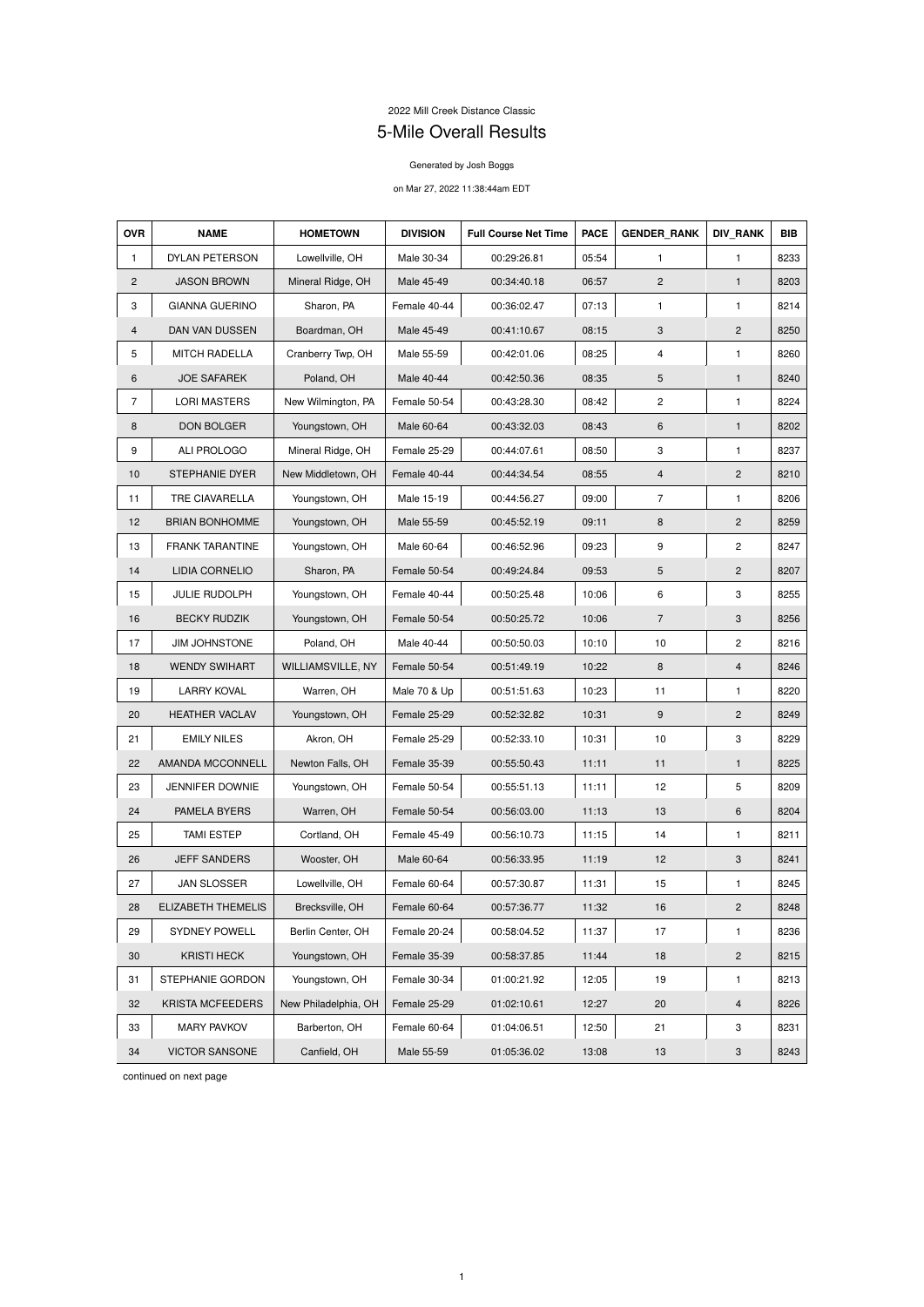2022 Mill Creek Distance Classic

# 5-Mile Overall Results

Generated by Josh Boggs

on Mar 27, 2022 11:38:44am EDT

| OVR | NAME | HOMETOWN | DIVISION | Full Course Net Time | PACE | GENDER_RANK | DIV_RANK | BIB |
|---|---|---|---|---|---|---|---|---|
| 1 | DYLAN PETERSON | Lowellville, OH | Male 30-34 | 00:29:26.81 | 05:54 | 1 | 1 | 8233 |
| 2 | JASON BROWN | Mineral Ridge, OH | Male 45-49 | 00:34:40.18 | 06:57 | 2 | 1 | 8203 |
| 3 | GIANNA GUERINO | Sharon, PA | Female 40-44 | 00:36:02.47 | 07:13 | 1 | 1 | 8214 |
| 4 | DAN VAN DUSSEN | Boardman, OH | Male 45-49 | 00:41:10.67 | 08:15 | 3 | 2 | 8250 |
| 5 | MITCH RADELLA | Cranberry Twp, OH | Male 55-59 | 00:42:01.06 | 08:25 | 4 | 1 | 8260 |
| 6 | JOE SAFAREK | Poland, OH | Male 40-44 | 00:42:50.36 | 08:35 | 5 | 1 | 8240 |
| 7 | LORI MASTERS | New Wilmington, PA | Female 50-54 | 00:43:28.30 | 08:42 | 2 | 1 | 8224 |
| 8 | DON BOLGER | Youngstown, OH | Male 60-64 | 00:43:32.03 | 08:43 | 6 | 1 | 8202 |
| 9 | ALI PROLOGO | Mineral Ridge, OH | Female 25-29 | 00:44:07.61 | 08:50 | 3 | 1 | 8237 |
| 10 | STEPHANIE DYER | New Middletown, OH | Female 40-44 | 00:44:34.54 | 08:55 | 4 | 2 | 8210 |
| 11 | TRE CIAVARELLA | Youngstown, OH | Male 15-19 | 00:44:56.27 | 09:00 | 7 | 1 | 8206 |
| 12 | BRIAN BONHOMME | Youngstown, OH | Male 55-59 | 00:45:52.19 | 09:11 | 8 | 2 | 8259 |
| 13 | FRANK TARANTINE | Youngstown, OH | Male 60-64 | 00:46:52.96 | 09:23 | 9 | 2 | 8247 |
| 14 | LIDIA CORNELIO | Sharon, PA | Female 50-54 | 00:49:24.84 | 09:53 | 5 | 2 | 8207 |
| 15 | JULIE RUDOLPH | Youngstown, OH | Female 40-44 | 00:50:25.48 | 10:06 | 6 | 3 | 8255 |
| 16 | BECKY RUDZIK | Youngstown, OH | Female 50-54 | 00:50:25.72 | 10:06 | 7 | 3 | 8256 |
| 17 | JIM JOHNSTONE | Poland, OH | Male 40-44 | 00:50:50.03 | 10:10 | 10 | 2 | 8216 |
| 18 | WENDY SWIHART | WILLIAMSVILLE, NY | Female 50-54 | 00:51:49.19 | 10:22 | 8 | 4 | 8246 |
| 19 | LARRY KOVAL | Warren, OH | Male 70 & Up | 00:51:51.63 | 10:23 | 11 | 1 | 8220 |
| 20 | HEATHER VACLAV | Youngstown, OH | Female 25-29 | 00:52:32.82 | 10:31 | 9 | 2 | 8249 |
| 21 | EMILY NILES | Akron, OH | Female 25-29 | 00:52:33.10 | 10:31 | 10 | 3 | 8229 |
| 22 | AMANDA MCCONNELL | Newton Falls, OH | Female 35-39 | 00:55:50.43 | 11:11 | 11 | 1 | 8225 |
| 23 | JENNIFER DOWNIE | Youngstown, OH | Female 50-54 | 00:55:51.13 | 11:11 | 12 | 5 | 8209 |
| 24 | PAMELA BYERS | Warren, OH | Female 50-54 | 00:56:03.00 | 11:13 | 13 | 6 | 8204 |
| 25 | TAMI ESTEP | Cortland, OH | Female 45-49 | 00:56:10.73 | 11:15 | 14 | 1 | 8211 |
| 26 | JEFF SANDERS | Wooster, OH | Male 60-64 | 00:56:33.95 | 11:19 | 12 | 3 | 8241 |
| 27 | JAN SLOSSER | Lowellville, OH | Female 60-64 | 00:57:30.87 | 11:31 | 15 | 1 | 8245 |
| 28 | ELIZABETH THEMELIS | Brecksville, OH | Female 60-64 | 00:57:36.77 | 11:32 | 16 | 2 | 8248 |
| 29 | SYDNEY POWELL | Berlin Center, OH | Female 20-24 | 00:58:04.52 | 11:37 | 17 | 1 | 8236 |
| 30 | KRISTI HECK | Youngstown, OH | Female 35-39 | 00:58:37.85 | 11:44 | 18 | 2 | 8215 |
| 31 | STEPHANIE GORDON | Youngstown, OH | Female 30-34 | 01:00:21.92 | 12:05 | 19 | 1 | 8213 |
| 32 | KRISTA MCFEEDERS | New Philadelphia, OH | Female 25-29 | 01:02:10.61 | 12:27 | 20 | 4 | 8226 |
| 33 | MARY PAVKOV | Barberton, OH | Female 60-64 | 01:04:06.51 | 12:50 | 21 | 3 | 8231 |
| 34 | VICTOR SANSONE | Canfield, OH | Male 55-59 | 01:05:36.02 | 13:08 | 13 | 3 | 8243 |

continued on next page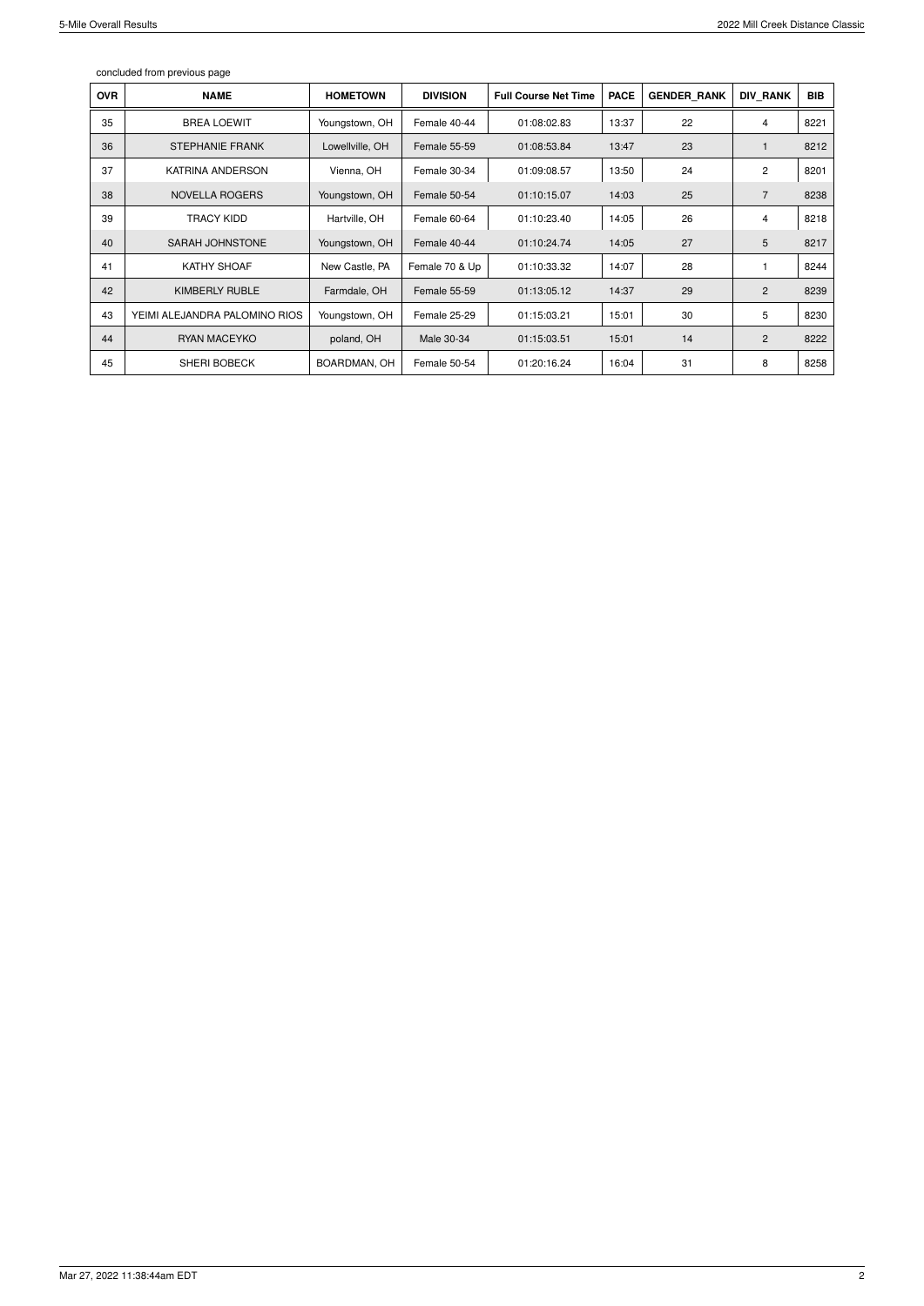concluded from previous page

| OVR | NAME | HOMETOWN | DIVISION | Full Course Net Time | PACE | GENDER_RANK | DIV_RANK | BIB |
|---|---|---|---|---|---|---|---|---|
| 35 | BREA LOEWIT | Youngstown, OH | Female 40-44 | 01:08:02.83 | 13:37 | 22 | 4 | 8221 |
| 36 | STEPHANIE FRANK | Lowellville, OH | Female 55-59 | 01:08:53.84 | 13:47 | 23 | 1 | 8212 |
| 37 | KATRINA ANDERSON | Vienna, OH | Female 30-34 | 01:09:08.57 | 13:50 | 24 | 2 | 8201 |
| 38 | NOVELLA ROGERS | Youngstown, OH | Female 50-54 | 01:10:15.07 | 14:03 | 25 | 7 | 8238 |
| 39 | TRACY KIDD | Hartville, OH | Female 60-64 | 01:10:23.40 | 14:05 | 26 | 4 | 8218 |
| 40 | SARAH JOHNSTONE | Youngstown, OH | Female 40-44 | 01:10:24.74 | 14:05 | 27 | 5 | 8217 |
| 41 | KATHY SHOAF | New Castle, PA | Female 70 & Up | 01:10:33.32 | 14:07 | 28 | 1 | 8244 |
| 42 | KIMBERLY RUBLE | Farmdale, OH | Female 55-59 | 01:13:05.12 | 14:37 | 29 | 2 | 8239 |
| 43 | YEIMI ALEJANDRA PALOMINO RIOS | Youngstown, OH | Female 25-29 | 01:15:03.21 | 15:01 | 30 | 5 | 8230 |
| 44 | RYAN MACEYKO | poland, OH | Male 30-34 | 01:15:03.51 | 15:01 | 14 | 2 | 8222 |
| 45 | SHERI BOBECK | BOARDMAN, OH | Female 50-54 | 01:20:16.24 | 16:04 | 31 | 8 | 8258 |